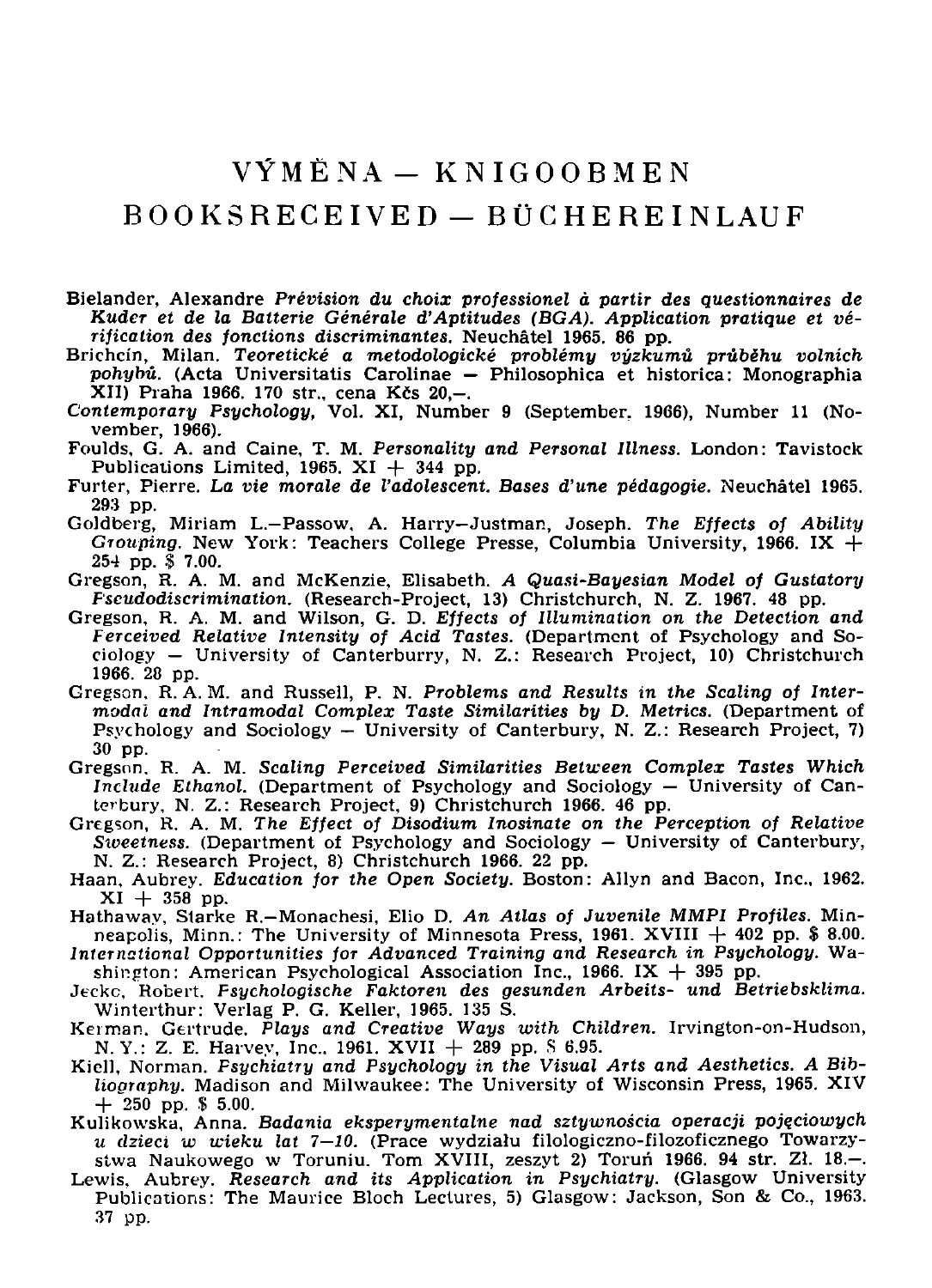# VÝMĚNA — KNIGOOBMEN
# BOOKSRECEIVED — BÜCHEREINLAUF

Bielander, Alexandre *Prévision du choix professionel à partir des questionnaires de Kuder et de la Batterie Générale d'Aptitudes (BGA). Application pratique et vérification des fonctions discriminantes.* Neuchâtel 1965. 86 pp.

Brichcín, Milan. *Teoretické a metodologické problémy výzkumů průběhu volních pohybů.* (Acta Universitatis Carolinae — Philosophica et historica: Monographia XII) Praha 1966. 170 str., cena Kčs 20,—.

*Contemporary Psychology,* Vol. XI, Number 9 (September, 1966), Number 11 (November, 1966).

Foulds, G. A. and Caine, T. M. *Personality and Personal Illness.* London: Tavistock Publications Limited, 1965. XI + 344 pp.

Furter, Pierre. *La vie morale de l'adolescent. Bases d'une pédagogie.* Neuchâtel 1965. 293 pp.

Goldberg, Miriam L.—Passow, A. Harry—Justman, Joseph. *The Effects of Ability Grouping.* New York: Teachers College Presse, Columbia University, 1966. IX + 254 pp. $ 7.00.

Gregson, R. A. M. and McKenzie, Elisabeth. *A Quasi-Bayesian Model of Gustatory Pseudodiscrimination.* (Research-Project, 13) Christchurch, N. Z. 1967. 48 pp.

Gregson, R. A. M. and Wilson, G. D. *Effects of Illumination on the Detection and Perceived Relative Intensity of Acid Tastes.* (Department of Psychology and Sociology — University of Canterburry, N. Z.: Research Project, 10) Christchurch 1966. 28 pp.

Gregson, R. A. M. and Russell, P. N. *Problems and Results in the Scaling of Intermodal and Intramodal Complex Taste Similarities by D. Metrics.* (Department of Psychology and Sociology — University of Canterbury, N. Z.: Research Project, 7) 30 pp.

Gregson, R. A. M. *Scaling Perceived Similarities Between Complex Tastes Which Include Ethanol.* (Department of Psychology and Sociology — University of Canterbury, N. Z.: Research Project, 9) Christchurch 1966. 46 pp.

Gregson, R. A. M. *The Effect of Disodium Inosinate on the Perception of Relative Sweetness.* (Department of Psychology and Sociology — University of Canterbury, N. Z.: Research Project, 8) Christchurch 1966. 22 pp.

Haan, Aubrey. *Education for the Open Society.* Boston: Allyn and Bacon, Inc., 1962. XI + 358 pp.

Hathaway, Starke R.—Monachesi, Elio D. *An Atlas of Juvenile MMPI Profiles.* Minneapolis, Minn.: The University of Minnesota Press, 1961. XVIII + 402 pp. $ 8.00.

*International Opportunities for Advanced Training and Research in Psychology.* Washington: American Psychological Association Inc., 1966. IX + 395 pp.

Jecke, Robert. *Psychologische Faktoren des gesunden Arbeits- und Betriebsklima.* Winterthur: Verlag P. G. Keller, 1965. 135 S.

Kerman, Gertrude. *Plays and Creative Ways with Children.* Irvington-on-Hudson, N. Y.: Z. E. Harvey, Inc., 1961. XVII + 289 pp. $ 6.95.

Kiell, Norman. *Psychiatry and Psychology in the Visual Arts and Aesthetics. A Bibliography.* Madison and Milwaukee: The University of Wisconsin Press, 1965. XIV + 250 pp. $ 5.00.

Kulikowska, Anna. *Badania eksperymentalne nad sztywnościa operacji pojęciowych u dzieci w wieku lat 7—10.* (Prace wydziału filologiczno-filozoficznego Towarzystwa Naukowego w Toruniu. Tom XVIII, zeszyt 2) Toruń 1966. 94 str. Zł. 18.—.

Lewis, Aubrey. *Research and its Application in Psychiatry.* (Glasgow University Publications: The Maurice Bloch Lectures, 5) Glasgow: Jackson, Son & Co., 1963. 37 pp.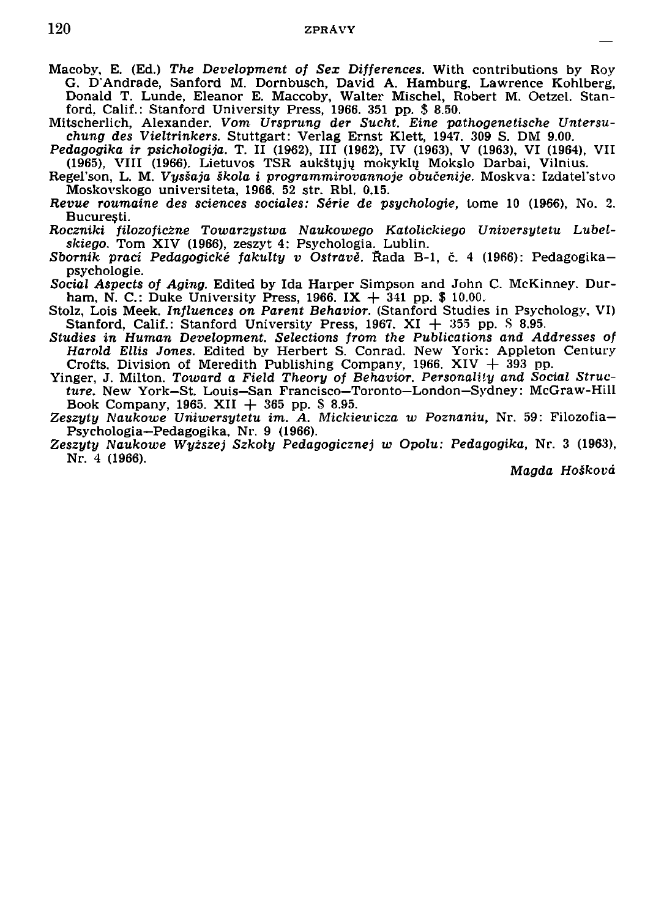Macoby, E. (Ed.) *The Development of Sex Differences.* With contributions by Roy G. D'Andrade, Sanford M. Dornbusch, David A. Hamburg, Lawrence Kohlberg, Donald T. Lunde, Eleanor E. Maccoby, Walter Mischel, Robert M. Oetzel. Stanford, Calif.: Stanford University Press, 1966. 351 pp. $ 8.50.

Mitscherlich, Alexander. *Vom Ursprung der Sucht. Eine pathogenetische Untersuchung des Vieltrinkers.* Stuttgart: Verlag Ernst Klett, 1947. 309 S. DM 9.00.

*Pedagogika ir psichologija.* T. II (1962), III (1962), IV (1963), V (1963), VI (1964), VII (1965), VIII (1966). Lietuvos TSR aukštųjų mokyklų Mokslo Darbai, Vilnius.

Regel'son, L. M. *Vysšaja škola i programmirovannoje obučenije.* Moskva: Izdatel'stvo Moskovskogo universiteta, 1966. 52 str. Rbl. 0.15.

*Revue roumaine des sciences sociales: Série de psychologie,* tome 10 (1966), No. 2. Bucureşti.

*Roczniki filozoficzne Towarzystwa Naukowego Katolickiego Universytetu Lubelskiego.* Tom XIV (1966), zeszyt 4: Psychologia. Lublin.

*Sborník prací Pedagogické fakulty v Ostravě.* Řada B-1, č. 4 (1966): Pedagogika—psychologie.

*Social Aspects of Aging.* Edited by Ida Harper Simpson and John C. McKinney. Durham, N. C.: Duke University Press, 1966. IX + 341 pp. $ 10.00.

Stolz, Lois Meek. *Influences on Parent Behavior.* (Stanford Studies in Psychology, VI) Stanford, Calif.: Stanford University Press, 1967. XI + 355 pp. $ 8.95.

*Studies in Human Development. Selections from the Publications and Addresses of Harold Ellis Jones.* Edited by Herbert S. Conrad. New York: Appleton Century Crofts, Division of Meredith Publishing Company, 1966. XIV + 393 pp.

Yinger, J. Milton. *Toward a Field Theory of Behavior. Personality and Social Structure.* New York—St. Louis—San Francisco—Toronto—London—Sydney: McGraw-Hill Book Company, 1965. XII + 365 pp. $ 8.95.

*Zeszyty Naukowe Uniwersytetu im. A. Mickiewicza w Poznaniu,* Nr. 59: Filozofia—Psychologia—Pedagogika, Nr. 9 (1966).

*Zeszyty Naukowe Wyższej Szkoły Pedagogicznej w Opolu: Pedagogika,* Nr. 3 (1963), Nr. 4 (1966).

*Magda Hošková*